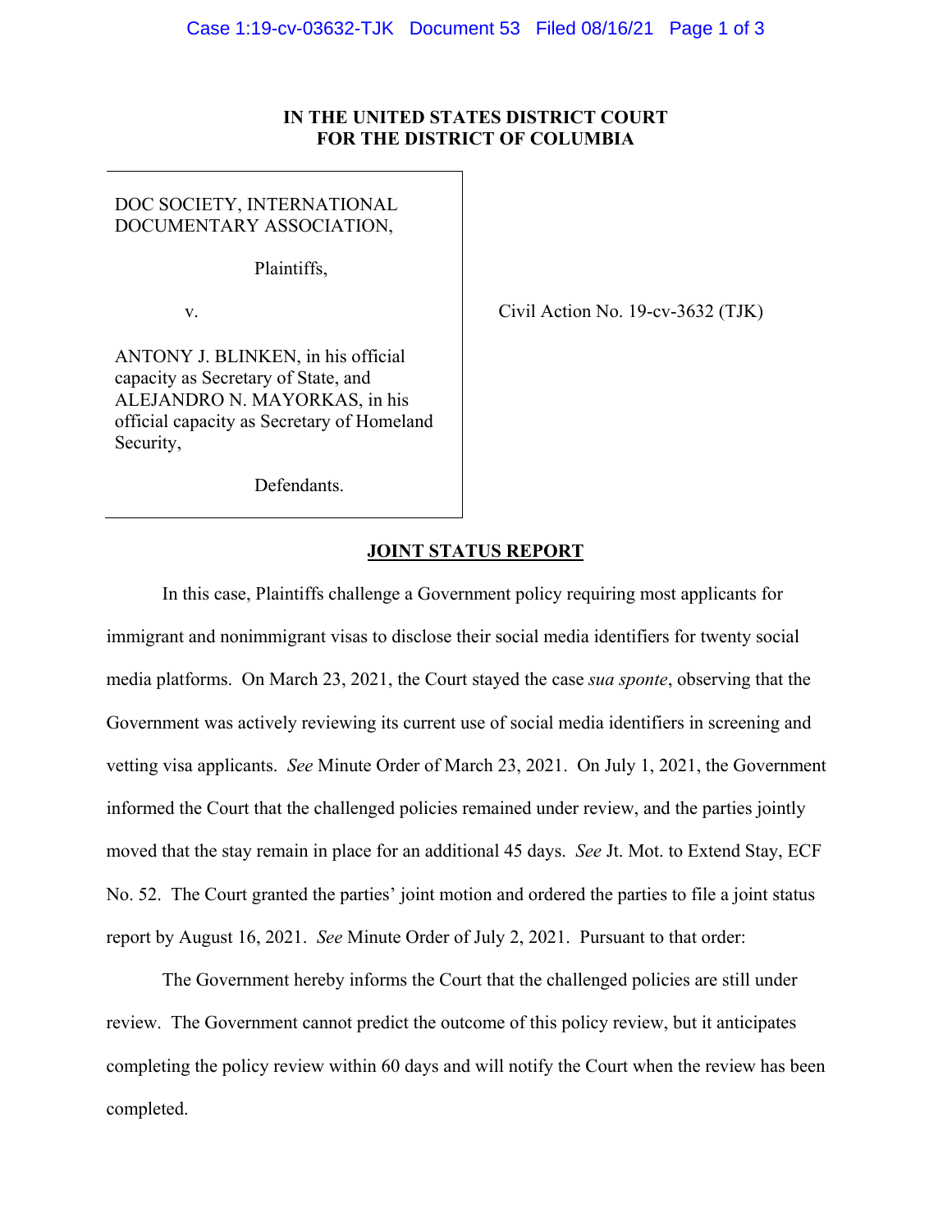**IN THE UNITED STATES DISTRICT COURT**
**FOR THE DISTRICT OF COLUMBIA**

| | |
|---|---|
| DOC SOCIETY, INTERNATIONAL DOCUMENTARY ASSOCIATION,<br><br>Plaintiffs,<br><br>v.<br><br>ANTONY J. BLINKEN, in his official capacity as Secretary of State, and ALEJANDRO N. MAYORKAS, in his official capacity as Secretary of Homeland Security,<br><br>Defendants. | Civil Action No. 19-cv-3632 (TJK) |

**JOINT STATUS REPORT**

In this case, Plaintiffs challenge a Government policy requiring most applicants for immigrant and nonimmigrant visas to disclose their social media identifiers for twenty social media platforms. On March 23, 2021, the Court stayed the case *sua sponte*, observing that the Government was actively reviewing its current use of social media identifiers in screening and vetting visa applicants. *See* Minute Order of March 23, 2021. On July 1, 2021, the Government informed the Court that the challenged policies remained under review, and the parties jointly moved that the stay remain in place for an additional 45 days. *See* Jt. Mot. to Extend Stay, ECF No. 52. The Court granted the parties' joint motion and ordered the parties to file a joint status report by August 16, 2021. *See* Minute Order of July 2, 2021. Pursuant to that order:

The Government hereby informs the Court that the challenged policies are still under review. The Government cannot predict the outcome of this policy review, but it anticipates completing the policy review within 60 days and will notify the Court when the review has been completed.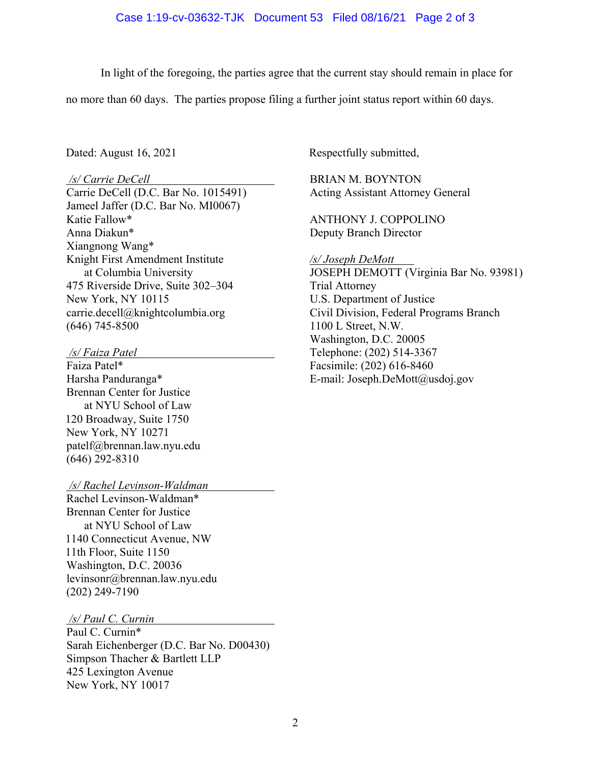In light of the foregoing, the parties agree that the current stay should remain in place for no more than 60 days. The parties propose filing a further joint status report within 60 days.

Dated: August 16, 2021

*/s/ Carrie DeCell*
Carrie DeCell (D.C. Bar No. 1015491)
Jameel Jaffer (D.C. Bar No. MI0067)
Katie Fallow*
Anna Diakun*
Xiangnong Wang*
Knight First Amendment Institute
at Columbia University
475 Riverside Drive, Suite 302–304
New York, NY 10115
carrie.decell@knightcolumbia.org
(646) 745-8500

*/s/ Faiza Patel*
Faiza Patel*
Harsha Panduranga*
Brennan Center for Justice
at NYU School of Law
120 Broadway, Suite 1750
New York, NY 10271
patelf@brennan.law.nyu.edu
(646) 292-8310

*/s/ Rachel Levinson-Waldman*
Rachel Levinson-Waldman*
Brennan Center for Justice
at NYU School of Law
1140 Connecticut Avenue, NW
11th Floor, Suite 1150
Washington, D.C. 20036
levinsonr@brennan.law.nyu.edu
(202) 249-7190

*/s/ Paul C. Curnin*
Paul C. Curnin*
Sarah Eichenberger (D.C. Bar No. D00430)
Simpson Thacher & Bartlett LLP
425 Lexington Avenue
New York, NY 10017

Respectfully submitted,

BRIAN M. BOYNTON
Acting Assistant Attorney General

ANTHONY J. COPPOLINO
Deputy Branch Director

*/s/ Joseph DeMott*
JOSEPH DEMOTT (Virginia Bar No. 93981)
Trial Attorney
U.S. Department of Justice
Civil Division, Federal Programs Branch
1100 L Street, N.W.
Washington, D.C. 20005
Telephone: (202) 514-3367
Facsimile: (202) 616-8460
E-mail: Joseph.DeMott@usdoj.gov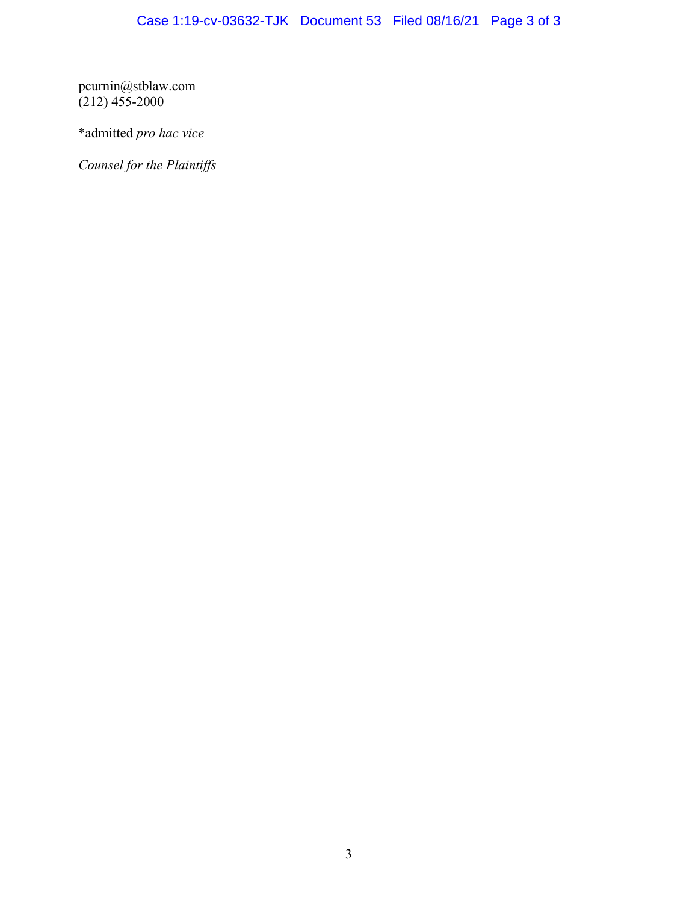pcurnin@stblaw.com
(212) 455-2000

*admitted *pro hac vice*

*Counsel for the Plaintiffs*